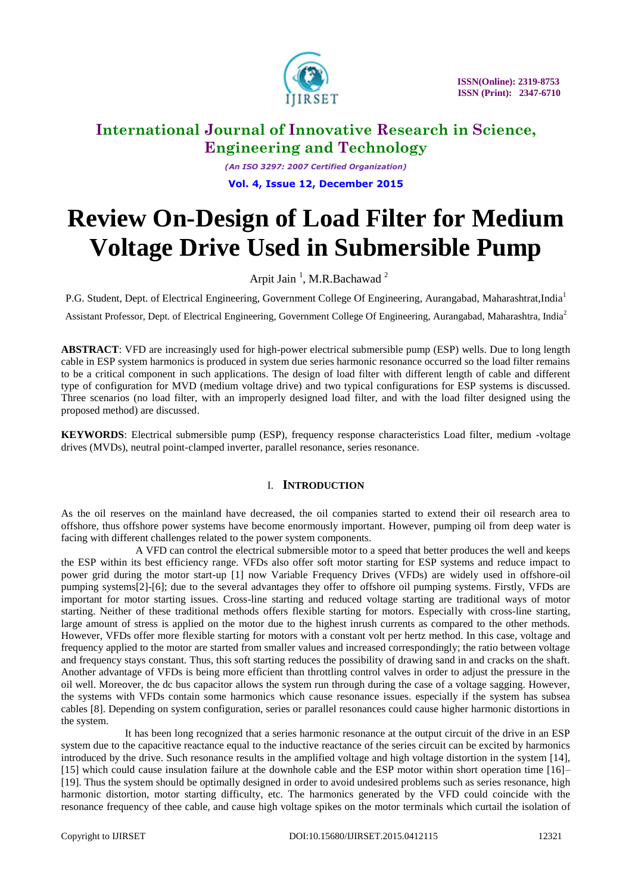# Review On-Design of Load Filter for Medium Voltage Drive Used in Submersible Pump

Arpit Jain [1], M.R.Bachawad [2]

P.G. Student, Dept. of Electrical Engineering, Government College Of Engineering, Aurangabad, Maharashtrat,India[1]

Assistant Professor, Dept. of Electrical Engineering, Government College Of Engineering, Aurangabad, Maharashtra, India[2]

**ABSTRACT**: VFD are increasingly used for high-power electrical submersible pump (ESP) wells. Due to long length cable in ESP system harmonics is produced in system due series harmonic resonance occurred so the load filter remains to be a critical component in such applications. The design of load filter with different length of cable and different type of configuration for MVD (medium voltage drive) and two typical configurations for ESP systems is discussed. Three scenarios (no load filter, with an improperly designed load filter, and with the load filter designed using the proposed method) are discussed.

**KEYWORDS**: Electrical submersible pump (ESP), frequency response characteristics Load filter, medium -voltage drives (MVDs), neutral point-clamped inverter, parallel resonance, series resonance.

## I. INTRODUCTION

As the oil reserves on the mainland have decreased, the oil companies started to extend their oil research area to offshore, thus offshore power systems have become enormously important. However, pumping oil from deep water is facing with different challenges related to the power system components.

A VFD can control the electrical submersible motor to a speed that better produces the well and keeps the ESP within its best efficiency range. VFDs also offer soft motor starting for ESP systems and reduce impact to power grid during the motor start-up [1] now Variable Frequency Drives (VFDs) are widely used in offshore-oil pumping systems[2]-[6]; due to the several advantages they offer to offshore oil pumping systems. Firstly, VFDs are important for motor starting issues. Cross-line starting and reduced voltage starting are traditional ways of motor starting. Neither of these traditional methods offers flexible starting for motors. Especially with cross-line starting, large amount of stress is applied on the motor due to the highest inrush currents as compared to the other methods. However, VFDs offer more flexible starting for motors with a constant volt per hertz method. In this case, voltage and frequency applied to the motor are started from smaller values and increased correspondingly; the ratio between voltage and frequency stays constant. Thus, this soft starting reduces the possibility of drawing sand in and cracks on the shaft. Another advantage of VFDs is being more efficient than throttling control valves in order to adjust the pressure in the oil well. Moreover, the dc bus capacitor allows the system run through during the case of a voltage sagging. However, the systems with VFDs contain some harmonics which cause resonance issues. especially if the system has subsea cables [8]. Depending on system configuration, series or parallel resonances could cause higher harmonic distortions in the system.

It has been long recognized that a series harmonic resonance at the output circuit of the drive in an ESP system due to the capacitive reactance equal to the inductive reactance of the series circuit can be excited by harmonics introduced by the drive. Such resonance results in the amplified voltage and high voltage distortion in the system [14], [15] which could cause insulation failure at the downhole cable and the ESP motor within short operation time [16]–[19]. Thus the system should be optimally designed in order to avoid undesired problems such as series resonance, high harmonic distortion, motor starting difficulty, etc. The harmonics generated by the VFD could coincide with the resonance frequency of thee cable, and cause high voltage spikes on the motor terminals which curtail the isolation of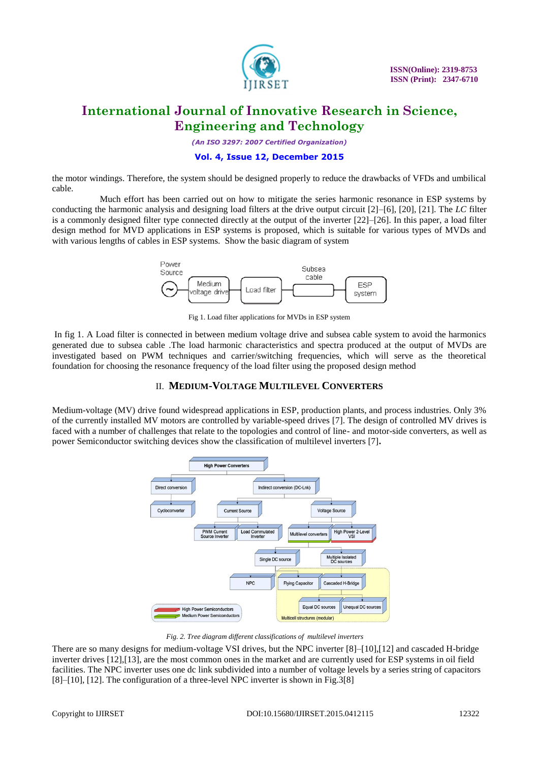the motor windings. Therefore, the system should be designed properly to reduce the drawbacks of VFDs and umbilical cable.

Much effort has been carried out on how to mitigate the series harmonic resonance in ESP systems by conducting the harmonic analysis and designing load filters at the drive output circuit [2]–[6], [20], [21]. The *LC* filter is a commonly designed filter type connected directly at the output of the inverter [22]–[26]. In this paper, a load filter design method for MVD applications in ESP systems is proposed, which is suitable for various types of MVDs and with various lengths of cables in ESP systems. Show the basic diagram of system

Fig 1. Load filter applications for MVDs in ESP system

In fig 1. A Load filter is connected in between medium voltage drive and subsea cable system to avoid the harmonics generated due to subsea cable .The load harmonic characteristics and spectra produced at the output of MVDs are investigated based on PWM techniques and carrier/switching frequencies, which will serve as the theoretical foundation for choosing the resonance frequency of the load filter using the proposed design method

## II. MEDIUM-VOLTAGE MULTILEVEL CONVERTERS

Medium-voltage (MV) drive found widespread applications in ESP, production plants, and process industries. Only 3% of the currently installed MV motors are controlled by variable-speed drives [7]. The design of controlled MV drives is faced with a number of challenges that relate to the topologies and control of line- and motor-side converters, as well as power Semiconductor switching devices show the classification of multilevel inverters [7].

*Fig. 2. Tree diagram different classifications of multilevel inverters*

There are so many designs for medium-voltage VSI drives, but the NPC inverter [8]–[10],[12] and cascaded H-bridge inverter drives [12],[13], are the most common ones in the market and are currently used for ESP systems in oil field facilities. The NPC inverter uses one dc link subdivided into a number of voltage levels by a series string of capacitors [8]–[10], [12]. The configuration of a three-level NPC inverter is shown in Fig.3[8]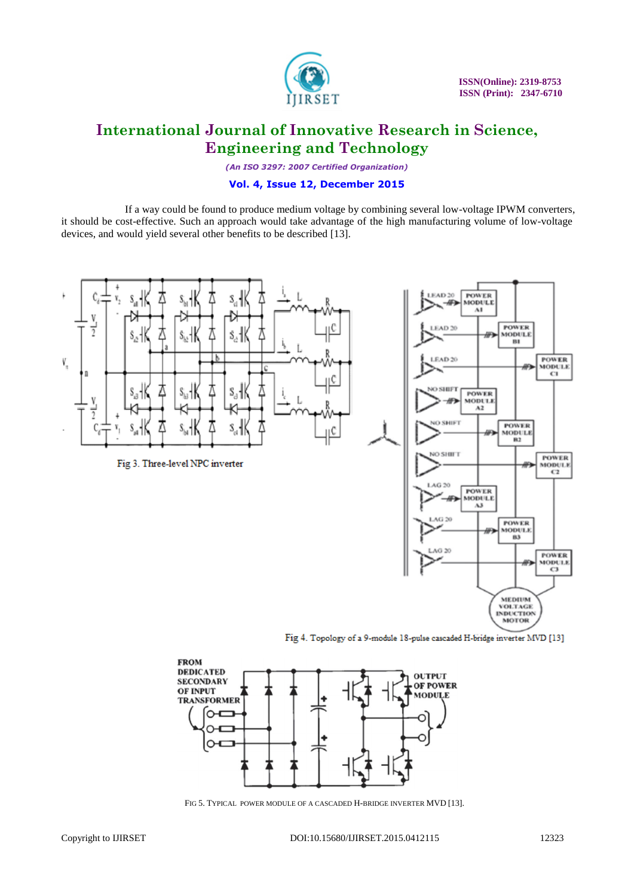If a way could be found to produce medium voltage by combining several low-voltage IPWM converters, it should be cost-effective. Such an approach would take advantage of the high manufacturing volume of low-voltage devices, and would yield several other benefits to be described [13].

Fig 3. Three-level NPC inverter

Fig 4. Topology of a 9-module 18-pulse cascaded H-bridge inverter MVD [13]

FIG 5. TYPICAL POWER MODULE OF A CASCADED H-BRIDGE INVERTER MVD [13].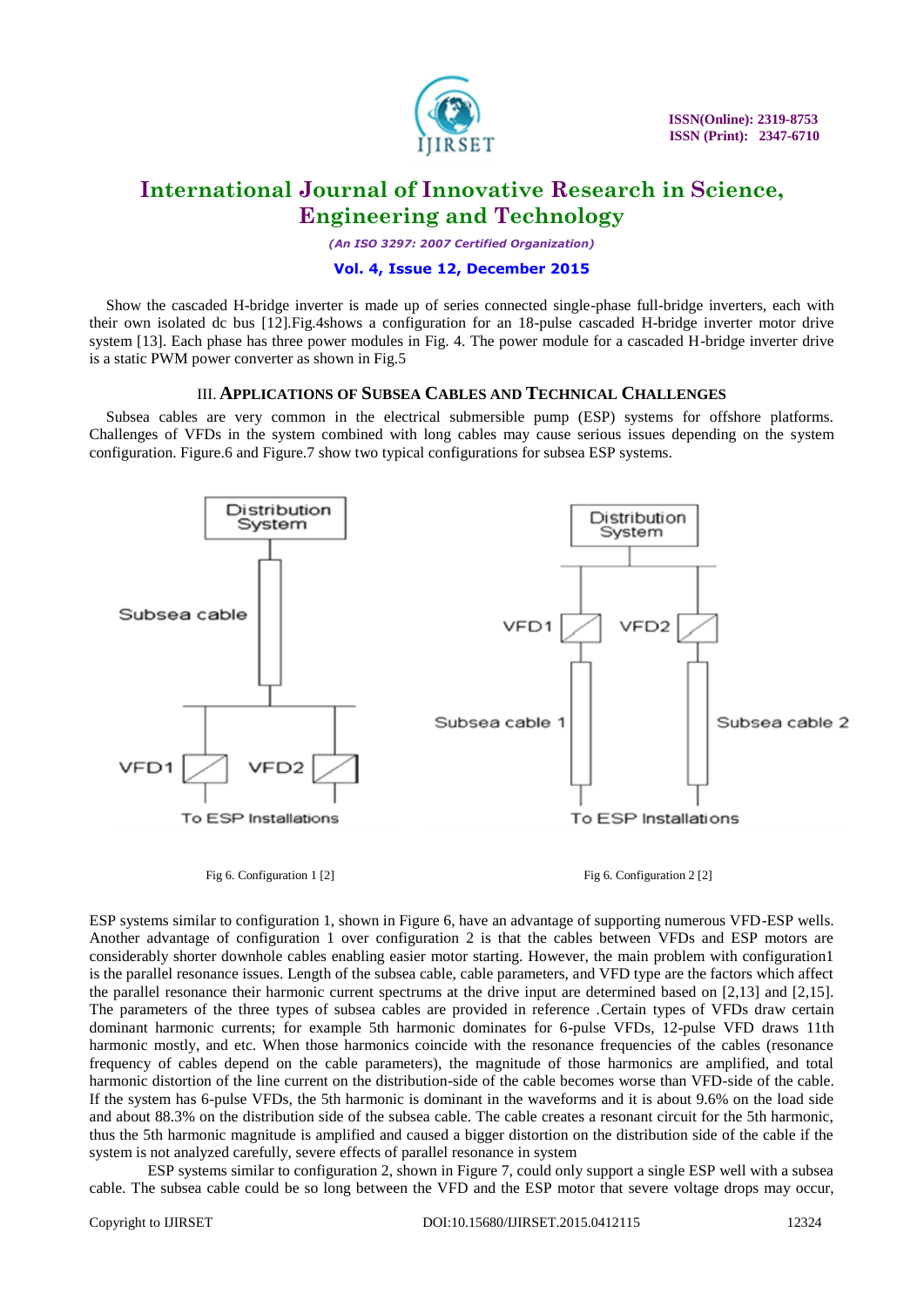Show the cascaded H-bridge inverter is made up of series connected single-phase full-bridge inverters, each with their own isolated dc bus [12].Fig.4shows a configuration for an 18-pulse cascaded H-bridge inverter motor drive system [13]. Each phase has three power modules in Fig. 4. The power module for a cascaded H-bridge inverter drive is a static PWM power converter as shown in Fig.5

### III. APPLICATIONS OF SUBSEA CABLES AND TECHNICAL CHALLENGES

Subsea cables are very common in the electrical submersible pump (ESP) systems for offshore platforms. Challenges of VFDs in the system combined with long cables may cause serious issues depending on the system configuration. Figure.6 and Figure.7 show two typical configurations for subsea ESP systems.

Distribution System

Subsea cable

VFD1 VFD2

To ESP Installations

Fig 6. Configuration 1 [2]

Distribution System

VFD1 VFD2

Subsea cable 1 Subsea cable 2

To ESP Installations

Fig 6. Configuration 2 [2]

ESP systems similar to configuration 1, shown in Figure 6, have an advantage of supporting numerous VFD-ESP wells. Another advantage of configuration 1 over configuration 2 is that the cables between VFDs and ESP motors are considerably shorter downhole cables enabling easier motor starting. However, the main problem with configuration1 is the parallel resonance issues. Length of the subsea cable, cable parameters, and VFD type are the factors which affect the parallel resonance their harmonic current spectrums at the drive input are determined based on [2,13] and [2,15]. The parameters of the three types of subsea cables are provided in reference .Certain types of VFDs draw certain dominant harmonic currents; for example 5th harmonic dominates for 6-pulse VFDs, 12-pulse VFD draws 11th harmonic mostly, and etc. When those harmonics coincide with the resonance frequencies of the cables (resonance frequency of cables depend on the cable parameters), the magnitude of those harmonics are amplified, and total harmonic distortion of the line current on the distribution-side of the cable becomes worse than VFD-side of the cable. If the system has 6-pulse VFDs, the 5th harmonic is dominant in the waveforms and it is about 9.6% on the load side and about 88.3% on the distribution side of the subsea cable. The cable creates a resonant circuit for the 5th harmonic, thus the 5th harmonic magnitude is amplified and caused a bigger distortion on the distribution side of the cable if the system is not analyzed carefully, severe effects of parallel resonance in system

ESP systems similar to configuration 2, shown in Figure 7, could only support a single ESP well with a subsea cable. The subsea cable could be so long between the VFD and the ESP motor that severe voltage drops may occur,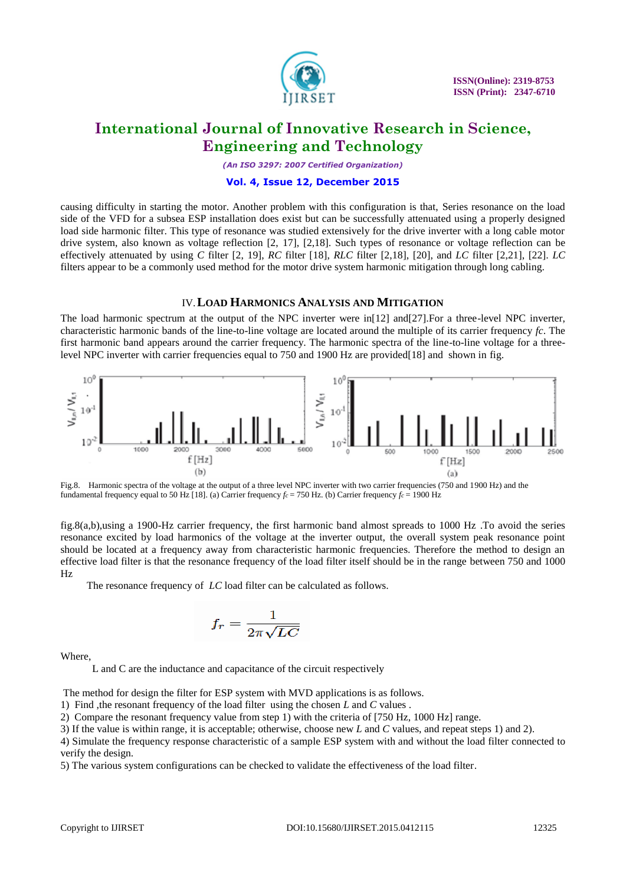causing difficulty in starting the motor. Another problem with this configuration is that, Series resonance on the load side of the VFD for a subsea ESP installation does exist but can be successfully attenuated using a properly designed load side harmonic filter. This type of resonance was studied extensively for the drive inverter with a long cable motor drive system, also known as voltage reflection [2, 17], [2,18]. Such types of resonance or voltage reflection can be effectively attenuated by using *C* filter [2, 19], *RC* filter [18], *RLC* filter [2,18], [20], and *LC* filter [2,21], [22]. *LC* filters appear to be a commonly used method for the motor drive system harmonic mitigation through long cabling.

## IV. Load Harmonics Analysis and Mitigation

The load harmonic spectrum at the output of the NPC inverter were in[12] and[27].For a three-level NPC inverter, characteristic harmonic bands of the line-to-line voltage are located around the multiple of its carrier frequency *fc*. The first harmonic band appears around the carrier frequency. The harmonic spectra of the line-to-line voltage for a three-level NPC inverter with carrier frequencies equal to 750 and 1900 Hz are provided[18] and shown in fig.

Fig.8. Harmonic spectra of the voltage at the output of a three level NPC inverter with two carrier frequencies (750 and 1900 Hz) and the fundamental frequency equal to 50 Hz [18]. (a) Carrier frequency $f_c$ = 750 Hz. (b) Carrier frequency $f_c$ = 1900 Hz

fig.8(a,b),using a 1900-Hz carrier frequency, the first harmonic band almost spreads to 1000 Hz .To avoid the series resonance excited by load harmonics of the voltage at the inverter output, the overall system peak resonance point should be located at a frequency away from characteristic harmonic frequencies. Therefore the method to design an effective load filter is that the resonance frequency of the load filter itself should be in the range between 750 and 1000 Hz

The resonance frequency of *LC* load filter can be calculated as follows.

$$f_r = \frac{1}{2\pi\sqrt{LC}}$$

Where,

L and C are the inductance and capacitance of the circuit respectively

The method for design the filter for ESP system with MVD applications is as follows.

1) Find ,the resonant frequency of the load filter using the chosen *L* and *C* values .
2) Compare the resonant frequency value from step 1) with the criteria of [750 Hz, 1000 Hz] range.
3) If the value is within range, it is acceptable; otherwise, choose new *L* and *C* values, and repeat steps 1) and 2).
4) Simulate the frequency response characteristic of a sample ESP system with and without the load filter connected to verify the design.
5) The various system configurations can be checked to validate the effectiveness of the load filter.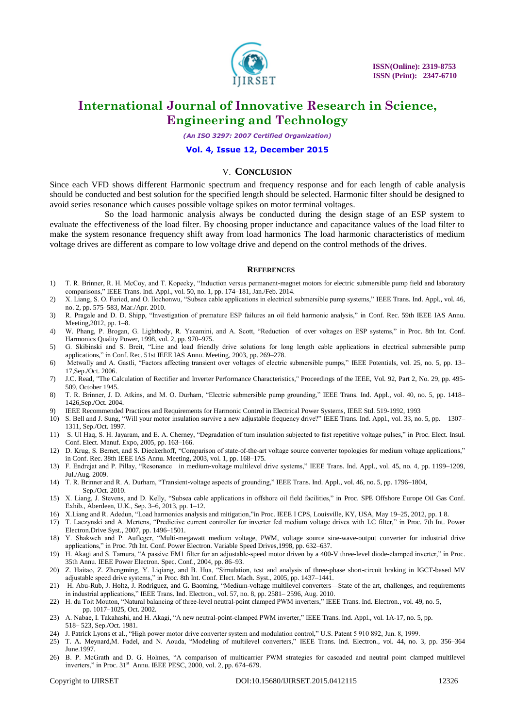## V. CONCLUSION

Since each VFD shows different Harmonic spectrum and frequency response and for each length of cable analysis should be conducted and best solution for the specified length should be selected. Harmonic filter should be designed to avoid series resonance which causes possible voltage spikes on motor terminal voltages.

So the load harmonic analysis always be conducted during the design stage of an ESP system to evaluate the effectiveness of the load filter. By choosing proper inductance and capacitance values of the load filter to make the system resonance frequency shift away from load harmonics The load harmonic characteristics of medium voltage drives are different as compare to low voltage drive and depend on the control methods of the drives.

## REFERENCES

1) T. R. Brinner, R. H. McCoy, and T. Kopecky, "Induction versus permanent-magnet motors for electric submersible pump field and laboratory comparisons," IEEE Trans. Ind. Appl., vol. 50, no. 1, pp. 174–181, Jan./Feb. 2014.
2) X. Liang, S. O. Faried, and O. Ilochonwu, "Subsea cable applications in electrical submersible pump systems," IEEE Trans. Ind. Appl., vol. 46, no. 2, pp. 575–583, Mar./Apr. 2010.
3) R. Pragale and D. D. Shipp, "Investigation of premature ESP failures an oil field harmonic analysis," in Conf. Rec. 59th IEEE IAS Annu. Meeting,2012, pp. 1–8.
4) W. Phang, P. Brogan, G. Lightbody, R. Yacamini, and A. Scott, "Reduction of over voltages on ESP systems," in Proc. 8th Int. Conf. Harmonics Quality Power, 1998, vol. 2, pp. 970–975.
5) G. Skibinski and S. Breit, "Line and load friendly drive solutions for long length cable applications in electrical submersible pump applications," in Conf. Rec. 51st IEEE IAS Annu. Meeting, 2003, pp. 269–278.
6) Metwally and A. Gastli, "Factors affecting transient over voltages of electric submersible pumps," IEEE Potentials, vol. 25, no. 5, pp. 13–17,Sep./Oct. 2006.
7) J.C. Read, "The Calculation of Rectifier and Inverter Performance Characteristics," Proceedings of the IEEE, Vol. 92, Part 2, No. 29, pp. 495-509, October 1945.
8) T. R. Brinner, J. D. Atkins, and M. O. Durham, "Electric submersible pump grounding," IEEE Trans. Ind. Appl., vol. 40, no. 5, pp. 1418–1426,Sep./Oct. 2004.
9) IEEE Recommended Practices and Requirements for Harmonic Control in Electrical Power Systems, IEEE Std. 519-1992, 1993
10) S. Bell and J. Sung, "Will your motor insulation survive a new adjustable frequency drive?" IEEE Trans. Ind. Appl., vol. 33, no. 5, pp. 1307–1311, Sep./Oct. 1997.
11) S. Ul Haq, S. H. Jayaram, and E. A. Cherney, "Degradation of turn insulation subjected to fast repetitive voltage pulses," in Proc. Elect. Insul. Conf. Elect. Manuf. Expo, 2005, pp. 163–166.
12) D. Krug, S. Bernet, and S. Dieckerhoff, "Comparison of state-of-the-art voltage source converter topologies for medium voltage applications," in Conf. Rec. 38th IEEE IAS Annu. Meeting, 2003, vol. 1, pp. 168–175.
13) F. Endrejat and P. Pillay, "Resonance in medium-voltage multilevel drive systems," IEEE Trans. Ind. Appl., vol. 45, no. 4, pp. 1199–1209, Jul./Aug. 2009.
14) T. R. Brinner and R. A. Durham, "Transient-voltage aspects of grounding," IEEE Trans. Ind. Appl., vol. 46, no. 5, pp. 1796–1804, Sep./Oct. 2010.
15) X. Liang, J. Stevens, and D. Kelly, "Subsea cable applications in offshore oil field facilities," in Proc. SPE Offshore Europe Oil Gas Conf. Exhib., Aberdeen, U.K., Sep. 3–6, 2013, pp. 1–12.
16) X.Liang and R. Adedun, "Load harmonics analysis and mitigation,"in Proc. IEEE I CPS, Louisville, KY, USA, May 19–25, 2012, pp. 1 8.
17) T. Laczynski and A. Mertens, "Predictive current controller for inverter fed medium voltage drives with LC filter," in Proc. 7th Int. Power Electron.Drive Syst., 2007, pp. 1496–1501.
18) Y. Shakweh and P. Aufleger, "Multi-megawatt medium voltage, PWM, voltage source sine-wave-output converter for industrial drive applications," in Proc. 7th Int. Conf. Power Electron. Variable Speed Drives,1998, pp. 632–637.
19) H. Akagi and S. Tamura, "A passive EM1 filter for an adjustable-speed motor driven by a 400-V three-level diode-clamped inverter," in Proc. 35th Annu. IEEE Power Electron. Spec. Conf., 2004, pp. 86–93.
20) Z. Haitao, Z. Zhengming, Y. Liqiang, and B. Hua, "Simulation, test and analysis of three-phase short-circuit braking in IGCT-based MV adjustable speed drive systems," in Proc. 8th Int. Conf. Elect. Mach. Syst., 2005, pp. 1437–1441.
21) H. Abu-Rub, J. Holtz, J. Rodriguez, and G. Baoming, "Medium-voltage multilevel converters—State of the art, challenges, and requirements in industrial applications," IEEE Trans. Ind. Electron., vol. 57, no. 8, pp. 2581– 2596, Aug. 2010.
22) H. du Toit Mouton, "Natural balancing of three-level neutral-point clamped PWM inverters," IEEE Trans. Ind. Electron., vol. 49, no. 5, pp. 1017–1025, Oct. 2002.
23) A. Nabae, I. Takahashi, and H. Akagi, "A new neutral-point-clamped PWM inverter," IEEE Trans. Ind. Appl., vol. 1A-17, no. 5, pp. 518– 523, Sep./Oct. 1981.
24) J. Patrick Lyons et al., "High power motor drive converter system and modulation control," U.S. Patent 5 910 892, Jun. 8, 1999.
25) T. A. Meynard,M. Fadel, and N. Aouda, "Modeling of multilevel converters," IEEE Trans. Ind. Electron., vol. 44, no. 3, pp. 356–364 June.1997.
26) B. P. McGrath and D. G. Holmes, "A comparison of multicarrier PWM strategies for cascaded and neutral point clamped multilevel inverters," in Proc. 31st Annu. IEEE PESC, 2000, vol. 2, pp. 674–679.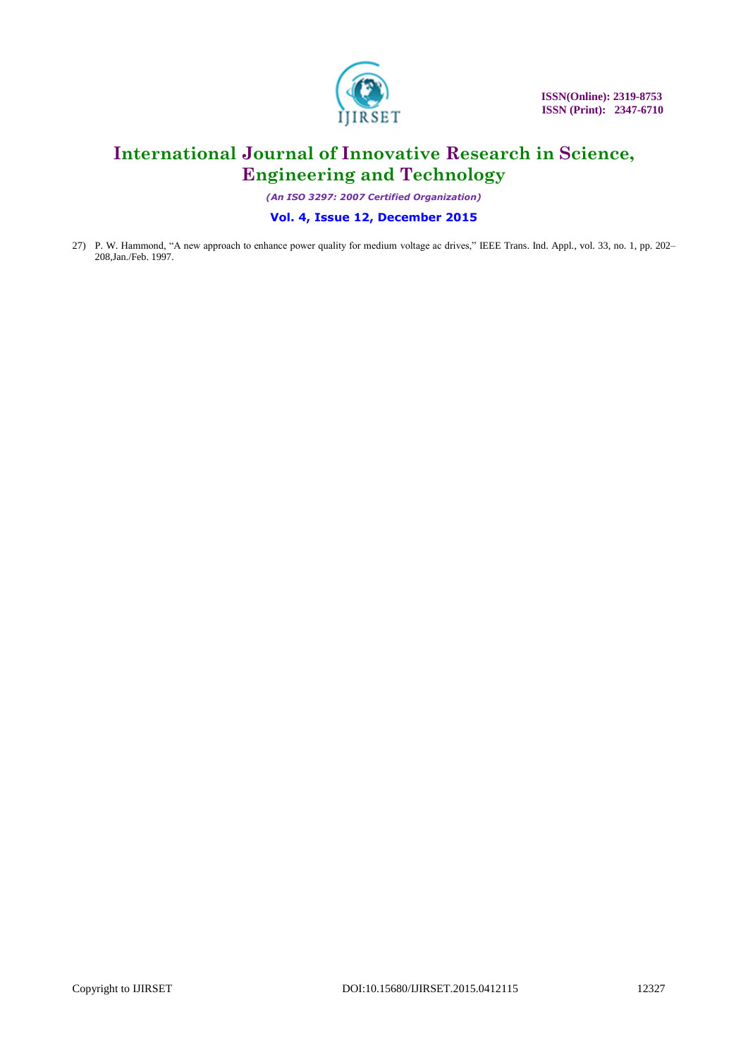27) P. W. Hammond, “A new approach to enhance power quality for medium voltage ac drives,” IEEE Trans. Ind. Appl., vol. 33, no. 1, pp. 202–208,Jan./Feb. 1997.